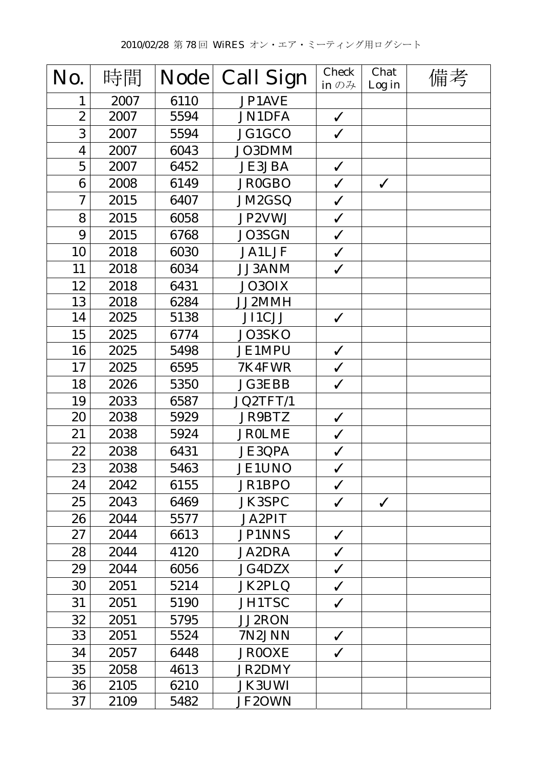2010/02/28 第 78 回 WiRES オン・エア・ミーティング用ログシート

| No. | 時間 | Node | Call Sign | Check in のみ | Chat Log in | 備考 |
|---|---|---|---|---|---|---|
| 1 | 2007 | 6110 | JP1AVE | | | |
| 2 | 2007 | 5594 | JN1DFA | ✓ | | |
| 3 | 2007 | 5594 | JG1GCO | ✓ | | |
| 4 | 2007 | 6043 | JO3DMM | | | |
| 5 | 2007 | 6452 | JE3JBA | ✓ | | |
| 6 | 2008 | 6149 | JR0GBO | ✓ | ✓ | |
| 7 | 2015 | 6407 | JM2GSQ | ✓ | | |
| 8 | 2015 | 6058 | JP2VWJ | ✓ | | |
| 9 | 2015 | 6768 | JO3SGN | ✓ | | |
| 10 | 2018 | 6030 | JA1LJF | ✓ | | |
| 11 | 2018 | 6034 | JJ3ANM | ✓ | | |
| 12 | 2018 | 6431 | JO3OIX | | | |
| 13 | 2018 | 6284 | JJ2MMH | | | |
| 14 | 2025 | 5138 | JI1CJJ | ✓ | | |
| 15 | 2025 | 6774 | JO3SKO | | | |
| 16 | 2025 | 5498 | JE1MPU | ✓ | | |
| 17 | 2025 | 6595 | 7K4FWR | ✓ | | |
| 18 | 2026 | 5350 | JG3EBB | ✓ | | |
| 19 | 2033 | 6587 | JQ2TFT/1 | | | |
| 20 | 2038 | 5929 | JR9BTZ | ✓ | | |
| 21 | 2038 | 5924 | JR0LME | ✓ | | |
| 22 | 2038 | 6431 | JE3QPA | ✓ | | |
| 23 | 2038 | 5463 | JE1UNO | ✓ | | |
| 24 | 2042 | 6155 | JR1BPO | ✓ | | |
| 25 | 2043 | 6469 | JK3SPC | ✓ | ✓ | |
| 26 | 2044 | 5577 | JA2PIT | | | |
| 27 | 2044 | 6613 | JP1NNS | ✓ | | |
| 28 | 2044 | 4120 | JA2DRA | ✓ | | |
| 29 | 2044 | 6056 | JG4DZX | ✓ | | |
| 30 | 2051 | 5214 | JK2PLQ | ✓ | | |
| 31 | 2051 | 5190 | JH1TSC | ✓ | | |
| 32 | 2051 | 5795 | JJ2RON | | | |
| 33 | 2051 | 5524 | 7N2JNN | ✓ | | |
| 34 | 2057 | 6448 | JR0OXE | ✓ | | |
| 35 | 2058 | 4613 | JR2DMY | | | |
| 36 | 2105 | 6210 | JK3UWI | | | |
| 37 | 2109 | 5482 | JF2OWN | | | |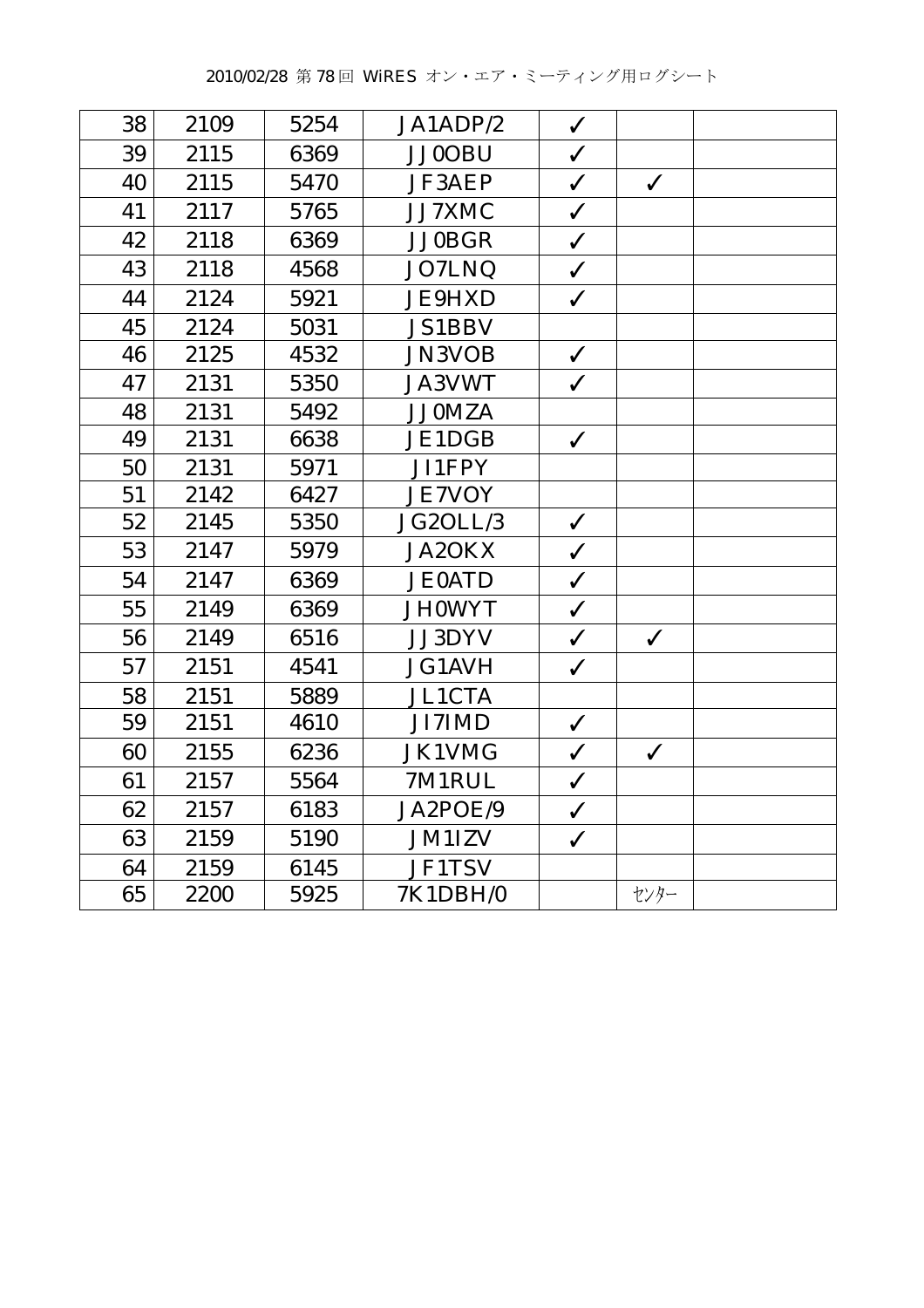2010/02/28 第78回 WiRES オン・エア・ミーティング用ログシート

| | | | | | | |
|---|---|---|---|---|---|---|
| 38 | 2109 | 5254 | JA1ADP/2 | ✓ | | |
| 39 | 2115 | 6369 | JJ0OBU | ✓ | | |
| 40 | 2115 | 5470 | JF3AEP | ✓ | ✓ | |
| 41 | 2117 | 5765 | JJ7XMC | ✓ | | |
| 42 | 2118 | 6369 | JJ0BGR | ✓ | | |
| 43 | 2118 | 4568 | JO7LNQ | ✓ | | |
| 44 | 2124 | 5921 | JE9HXD | ✓ | | |
| 45 | 2124 | 5031 | JS1BBV | | | |
| 46 | 2125 | 4532 | JN3VOB | ✓ | | |
| 47 | 2131 | 5350 | JA3VWT | ✓ | | |
| 48 | 2131 | 5492 | JJ0MZA | | | |
| 49 | 2131 | 6638 | JE1DGB | ✓ | | |
| 50 | 2131 | 5971 | JI1FPY | | | |
| 51 | 2142 | 6427 | JE7VOY | | | |
| 52 | 2145 | 5350 | JG2OLL/3 | ✓ | | |
| 53 | 2147 | 5979 | JA2OKX | ✓ | | |
| 54 | 2147 | 6369 | JE0ATD | ✓ | | |
| 55 | 2149 | 6369 | JH0WYT | ✓ | | |
| 56 | 2149 | 6516 | JJ3DYV | ✓ | ✓ | |
| 57 | 2151 | 4541 | JG1AVH | ✓ | | |
| 58 | 2151 | 5889 | JL1CTA | | | |
| 59 | 2151 | 4610 | JI7IMD | ✓ | | |
| 60 | 2155 | 6236 | JK1VMG | ✓ | ✓ | |
| 61 | 2157 | 5564 | 7M1RUL | ✓ | | |
| 62 | 2157 | 6183 | JA2POE/9 | ✓ | | |
| 63 | 2159 | 5190 | JM1IZV | ✓ | | |
| 64 | 2159 | 6145 | JF1TSV | | | |
| 65 | 2200 | 5925 | 7K1DBH/0 | | ｾﾝﾀｰ | |